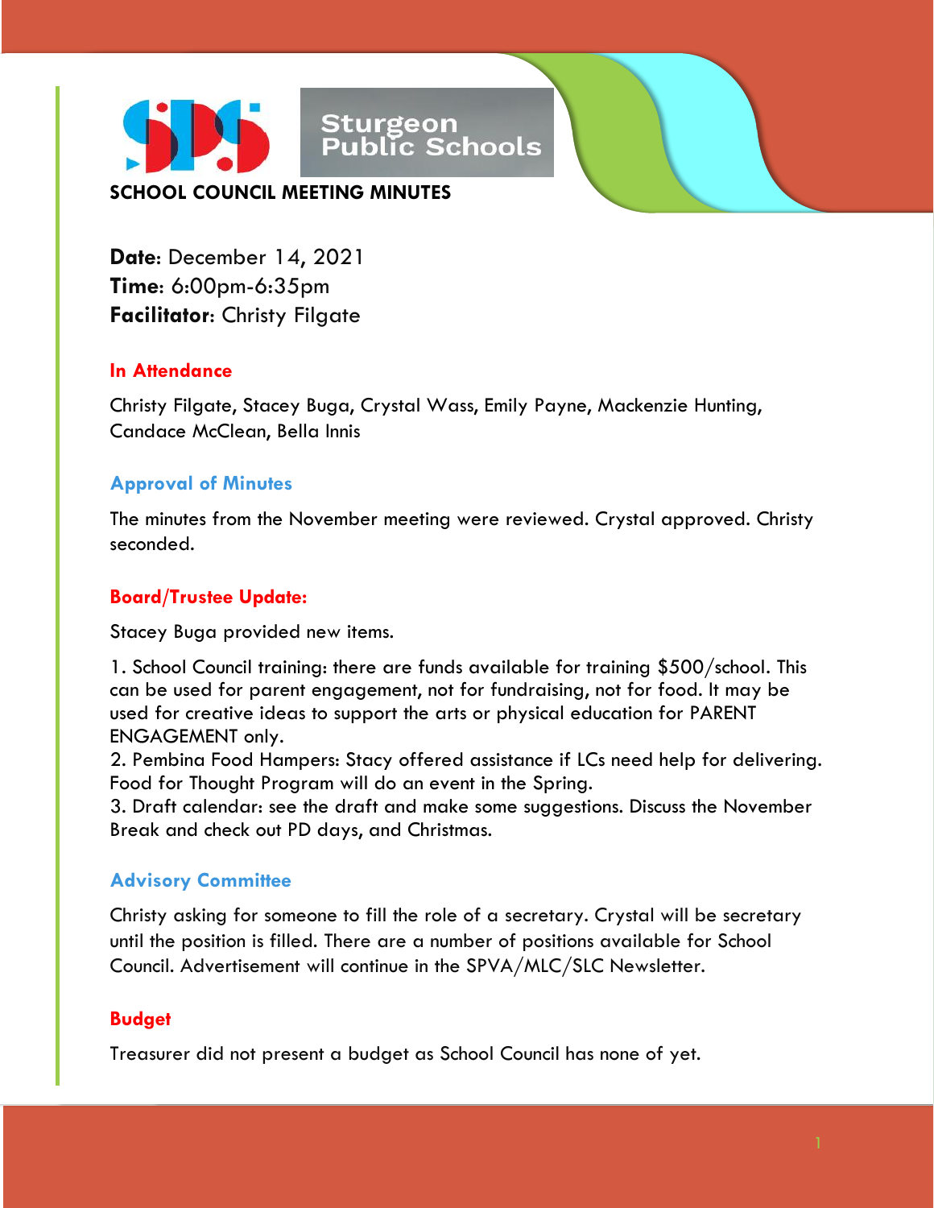Sturgeon Public Schools

# SCHOOL COUNCIL MEETING MINUTES

**Date**: December 14, 2021
**Time**: 6:00pm-6:35pm
**Facilitator**: Christy Filgate

## In Attendance

Christy Filgate, Stacey Buga, Crystal Wass, Emily Payne, Mackenzie Hunting, Candace McClean, Bella Innis

## Approval of Minutes

The minutes from the November meeting were reviewed. Crystal approved. Christy seconded.

## Board/Trustee Update:

Stacey Buga provided new items.

1. School Council training: there are funds available for training $500/school. This can be used for parent engagement, not for fundraising, not for food. It may be used for creative ideas to support the arts or physical education for PARENT ENGAGEMENT only.
2. Pembina Food Hampers: Stacy offered assistance if LCs need help for delivering. Food for Thought Program will do an event in the Spring.
3. Draft calendar: see the draft and make some suggestions. Discuss the November Break and check out PD days, and Christmas.

## Advisory Committee

Christy asking for someone to fill the role of a secretary. Crystal will be secretary until the position is filled. There are a number of positions available for School Council. Advertisement will continue in the SPVA/MLC/SLC Newsletter.

## Budget

Treasurer did not present a budget as School Council has none of yet.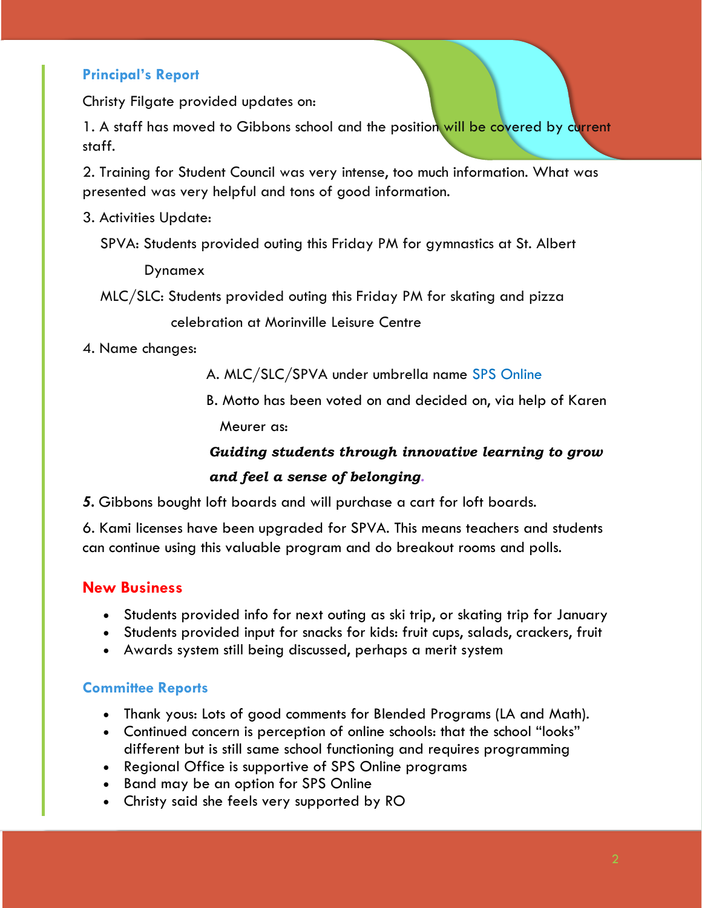## Principal's Report

Christy Filgate provided updates on:

1. A staff has moved to Gibbons school and the position will be covered by current staff.

2. Training for Student Council was very intense, too much information. What was presented was very helpful and tons of good information.

3. Activities Update:

   SPVA: Students provided outing this Friday PM for gymnastics at St. Albert Dynamex

   MLC/SLC: Students provided outing this Friday PM for skating and pizza celebration at Morinville Leisure Centre

4. Name changes:

   A. MLC/SLC/SPVA under umbrella name SPS Online

   B. Motto has been voted on and decided on, via help of Karen Meurer as:

   ***Guiding students through innovative learning to grow and feel a sense of belonging.***

**5.** Gibbons bought loft boards and will purchase a cart for loft boards.

6. Kami licenses have been upgraded for SPVA. This means teachers and students can continue using this valuable program and do breakout rooms and polls.

## New Business

- Students provided info for next outing as ski trip, or skating trip for January
- Students provided input for snacks for kids: fruit cups, salads, crackers, fruit
- Awards system still being discussed, perhaps a merit system

## Committee Reports

- Thank yous: Lots of good comments for Blended Programs (LA and Math).
- Continued concern is perception of online schools: that the school "looks" different but is still same school functioning and requires programming
- Regional Office is supportive of SPS Online programs
- Band may be an option for SPS Online
- Christy said she feels very supported by RO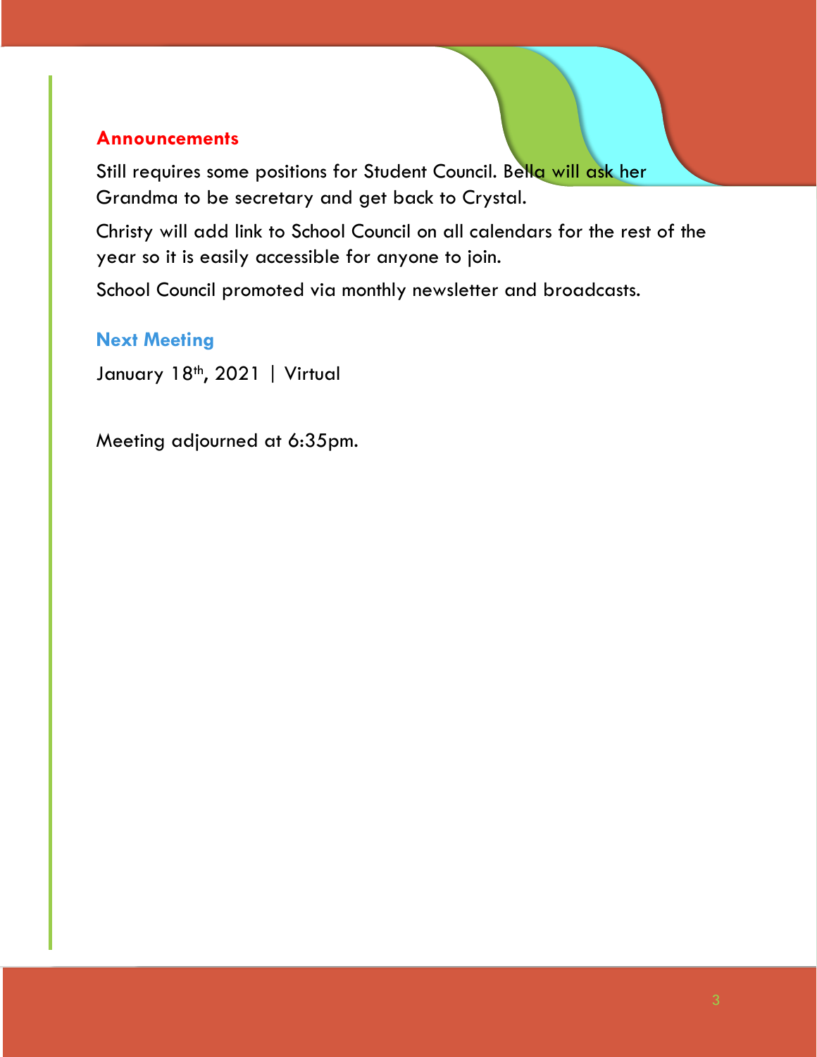## Announcements

Still requires some positions for Student Council. Bella will ask her Grandma to be secretary and get back to Crystal.

Christy will add link to School Council on all calendars for the rest of the year so it is easily accessible for anyone to join.

School Council promoted via monthly newsletter and broadcasts.

## Next Meeting

January 18th, 2021 | Virtual

Meeting adjourned at 6:35pm.